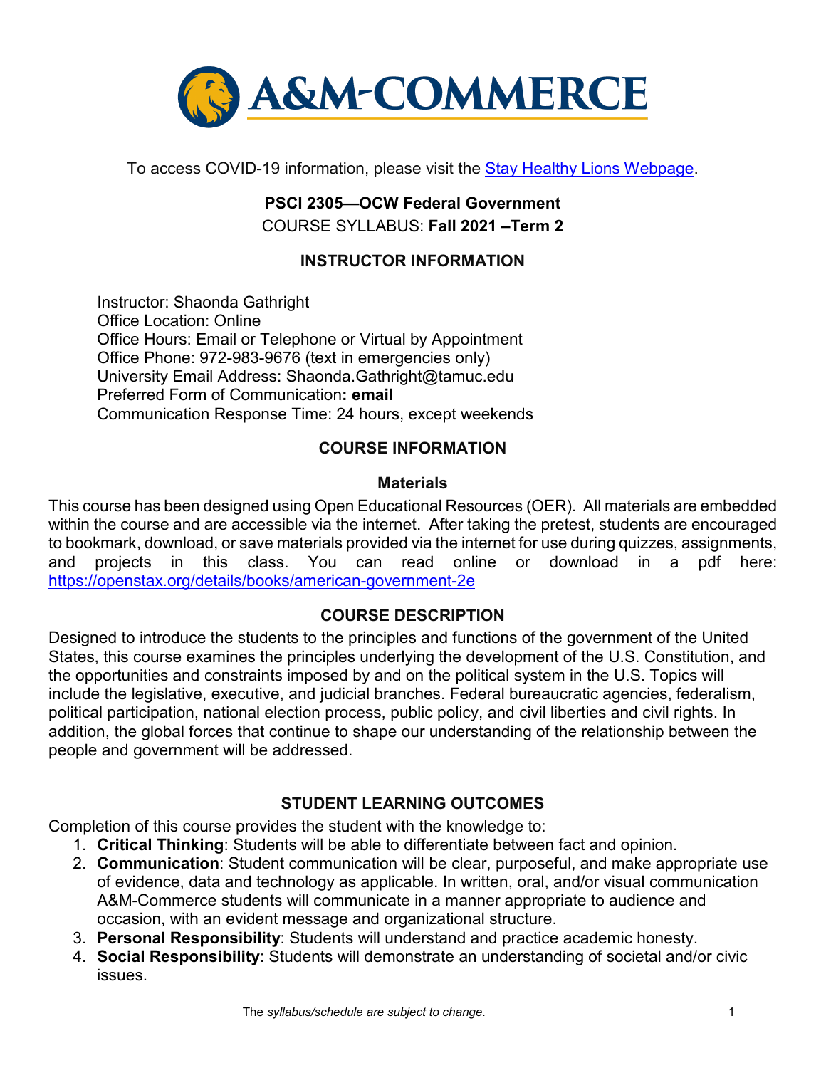To access COVID-19 information, please visit the [Stay Healthy Lions Webpage](#).

**PSCI 2305—OCW Federal Government**

COURSE SYLLABUS: **Fall 2021 –Term 2**

## INSTRUCTOR INFORMATION

Instructor: Shaonda Gathright
Office Location: Online
Office Hours: Email or Telephone or Virtual by Appointment
Office Phone: 972-983-9676 (text in emergencies only)
University Email Address: Shaonda.Gathright@tamuc.edu
Preferred Form of Communication**: email**
Communication Response Time: 24 hours, except weekends

## COURSE INFORMATION

### Materials

This course has been designed using Open Educational Resources (OER). All materials are embedded within the course and are accessible via the internet. After taking the pretest, students are encouraged to bookmark, download, or save materials provided via the internet for use during quizzes, assignments, and projects in this class. You can read online or download in a pdf here: https://openstax.org/details/books/american-government-2e

## COURSE DESCRIPTION

Designed to introduce the students to the principles and functions of the government of the United States, this course examines the principles underlying the development of the U.S. Constitution, and the opportunities and constraints imposed by and on the political system in the U.S. Topics will include the legislative, executive, and judicial branches. Federal bureaucratic agencies, federalism, political participation, national election process, public policy, and civil liberties and civil rights. In addition, the global forces that continue to shape our understanding of the relationship between the people and government will be addressed.

## STUDENT LEARNING OUTCOMES

Completion of this course provides the student with the knowledge to:

1. **Critical Thinking**: Students will be able to differentiate between fact and opinion.
2. **Communication**: Student communication will be clear, purposeful, and make appropriate use of evidence, data and technology as applicable. In written, oral, and/or visual communication A&M-Commerce students will communicate in a manner appropriate to audience and occasion, with an evident message and organizational structure.
3. **Personal Responsibility**: Students will understand and practice academic honesty.
4. **Social Responsibility**: Students will demonstrate an understanding of societal and/or civic issues.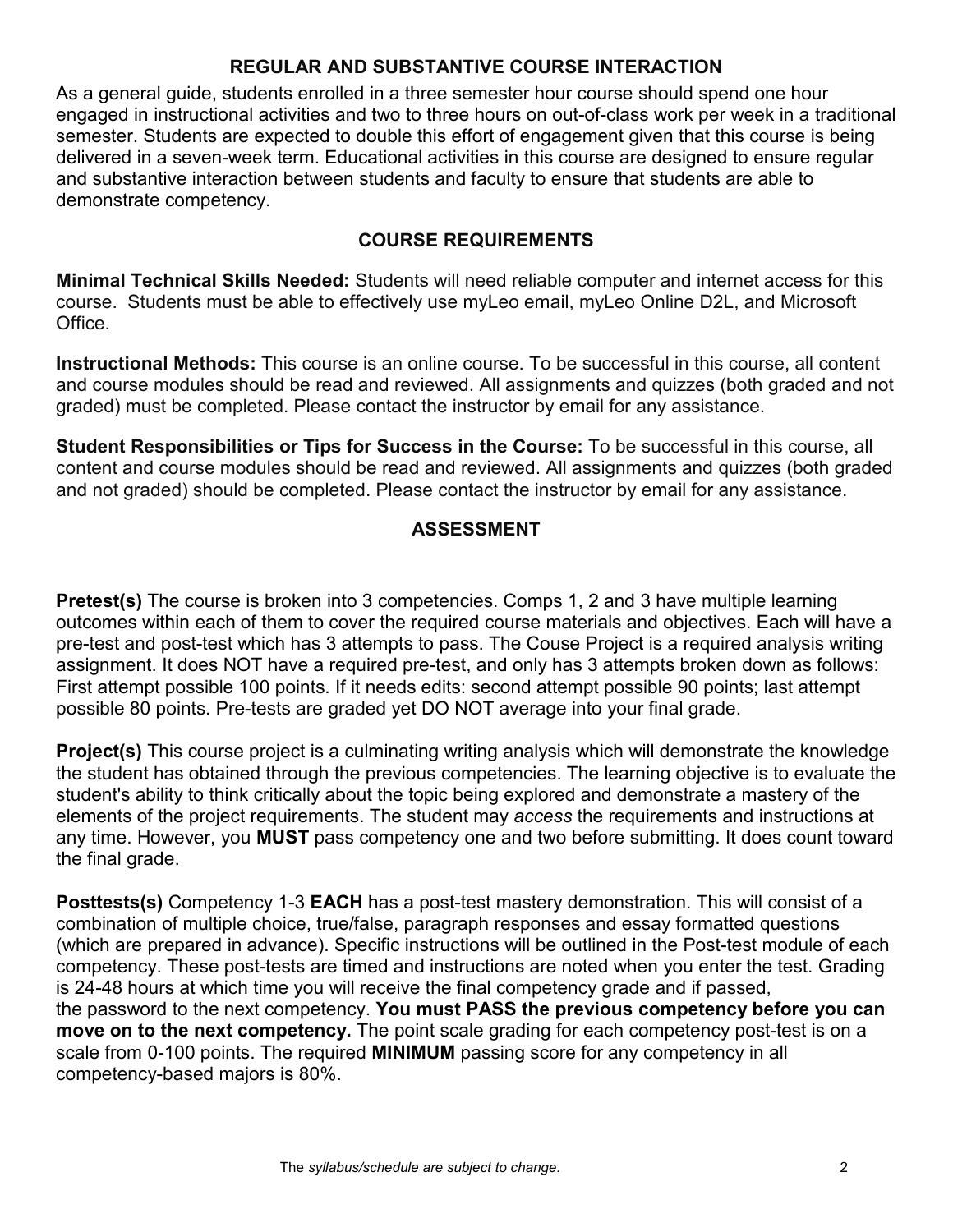## REGULAR AND SUBSTANTIVE COURSE INTERACTION

As a general guide, students enrolled in a three semester hour course should spend one hour engaged in instructional activities and two to three hours on out-of-class work per week in a traditional semester. Students are expected to double this effort of engagement given that this course is being delivered in a seven-week term. Educational activities in this course are designed to ensure regular and substantive interaction between students and faculty to ensure that students are able to demonstrate competency.

## COURSE REQUIREMENTS

**Minimal Technical Skills Needed:** Students will need reliable computer and internet access for this course. Students must be able to effectively use myLeo email, myLeo Online D2L, and Microsoft Office.

**Instructional Methods:** This course is an online course. To be successful in this course, all content and course modules should be read and reviewed. All assignments and quizzes (both graded and not graded) must be completed. Please contact the instructor by email for any assistance.

**Student Responsibilities or Tips for Success in the Course:** To be successful in this course, all content and course modules should be read and reviewed. All assignments and quizzes (both graded and not graded) should be completed. Please contact the instructor by email for any assistance.

## ASSESSMENT

**Pretest(s)** The course is broken into 3 competencies. Comps 1, 2 and 3 have multiple learning outcomes within each of them to cover the required course materials and objectives. Each will have a pre-test and post-test which has 3 attempts to pass. The Couse Project is a required analysis writing assignment. It does NOT have a required pre-test, and only has 3 attempts broken down as follows: First attempt possible 100 points. If it needs edits: second attempt possible 90 points; last attempt possible 80 points. Pre-tests are graded yet DO NOT average into your final grade.

**Project(s)** This course project is a culminating writing analysis which will demonstrate the knowledge the student has obtained through the previous competencies. The learning objective is to evaluate the student's ability to think critically about the topic being explored and demonstrate a mastery of the elements of the project requirements. The student may *access* the requirements and instructions at any time. However, you **MUST** pass competency one and two before submitting. It does count toward the final grade.

**Posttests(s)** Competency 1-3 **EACH** has a post-test mastery demonstration. This will consist of a combination of multiple choice, true/false, paragraph responses and essay formatted questions (which are prepared in advance). Specific instructions will be outlined in the Post-test module of each competency. These post-tests are timed and instructions are noted when you enter the test. Grading is 24-48 hours at which time you will receive the final competency grade and if passed, the password to the next competency. **You must PASS the previous competency before you can move on to the next competency.** The point scale grading for each competency post-test is on a scale from 0-100 points. The required **MINIMUM** passing score for any competency in all competency-based majors is 80%.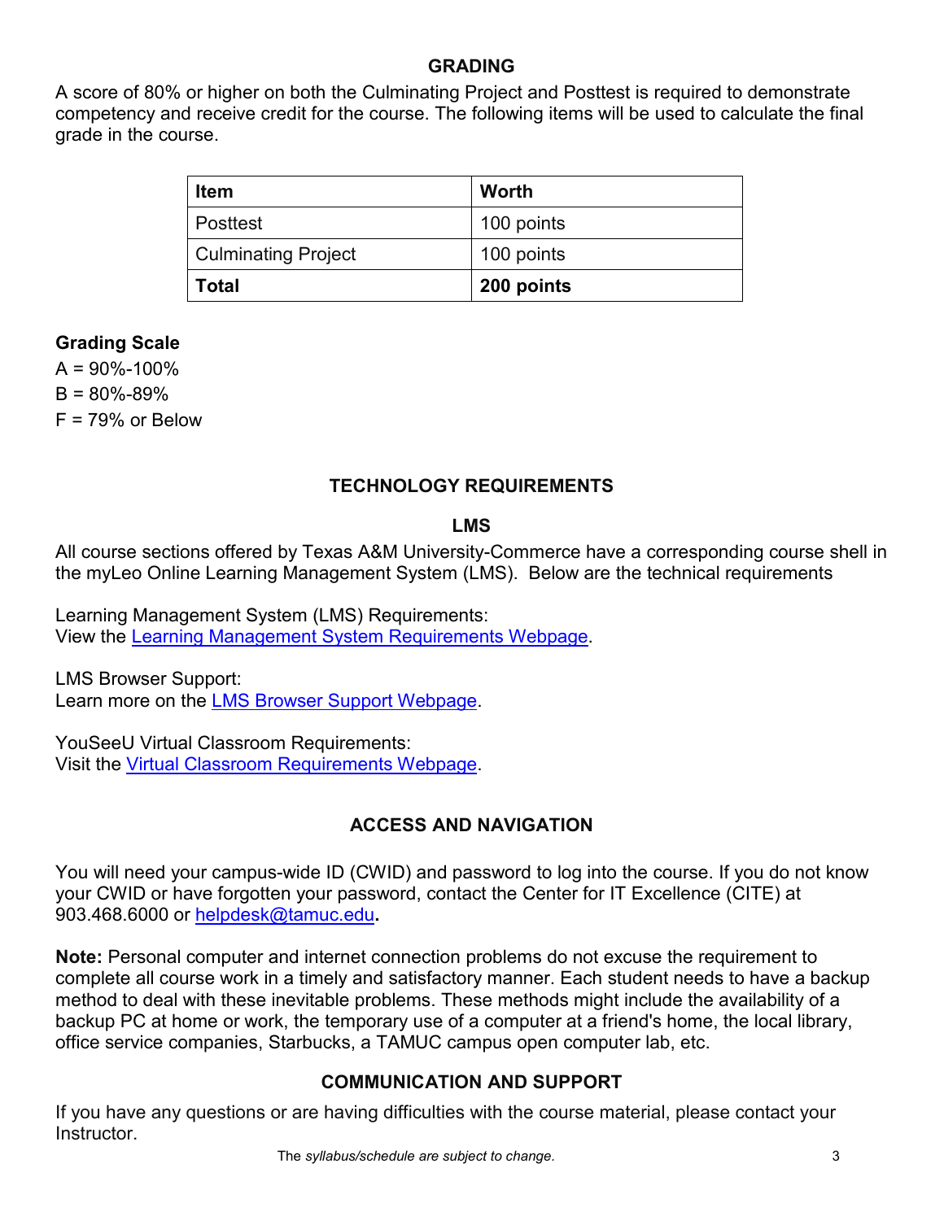## GRADING

A score of 80% or higher on both the Culminating Project and Posttest is required to demonstrate competency and receive credit for the course. The following items will be used to calculate the final grade in the course.

| Item | Worth |
|---|---|
| Posttest | 100 points |
| Culminating Project | 100 points |
| **Total** | **200 points** |

### Grading Scale

A = 90%-100%

B = 80%-89%

F = 79% or Below

## TECHNOLOGY REQUIREMENTS

### LMS

All course sections offered by Texas A&M University-Commerce have a corresponding course shell in the myLeo Online Learning Management System (LMS). Below are the technical requirements

Learning Management System (LMS) Requirements:
View the Learning Management System Requirements Webpage.

LMS Browser Support:
Learn more on the LMS Browser Support Webpage.

YouSeeU Virtual Classroom Requirements:
Visit the Virtual Classroom Requirements Webpage.

## ACCESS AND NAVIGATION

You will need your campus-wide ID (CWID) and password to log into the course. If you do not know your CWID or have forgotten your password, contact the Center for IT Excellence (CITE) at 903.468.6000 or helpdesk@tamuc.edu**.**

**Note:** Personal computer and internet connection problems do not excuse the requirement to complete all course work in a timely and satisfactory manner. Each student needs to have a backup method to deal with these inevitable problems. These methods might include the availability of a backup PC at home or work, the temporary use of a computer at a friend's home, the local library, office service companies, Starbucks, a TAMUC campus open computer lab, etc.

## COMMUNICATION AND SUPPORT

If you have any questions or are having difficulties with the course material, please contact your Instructor.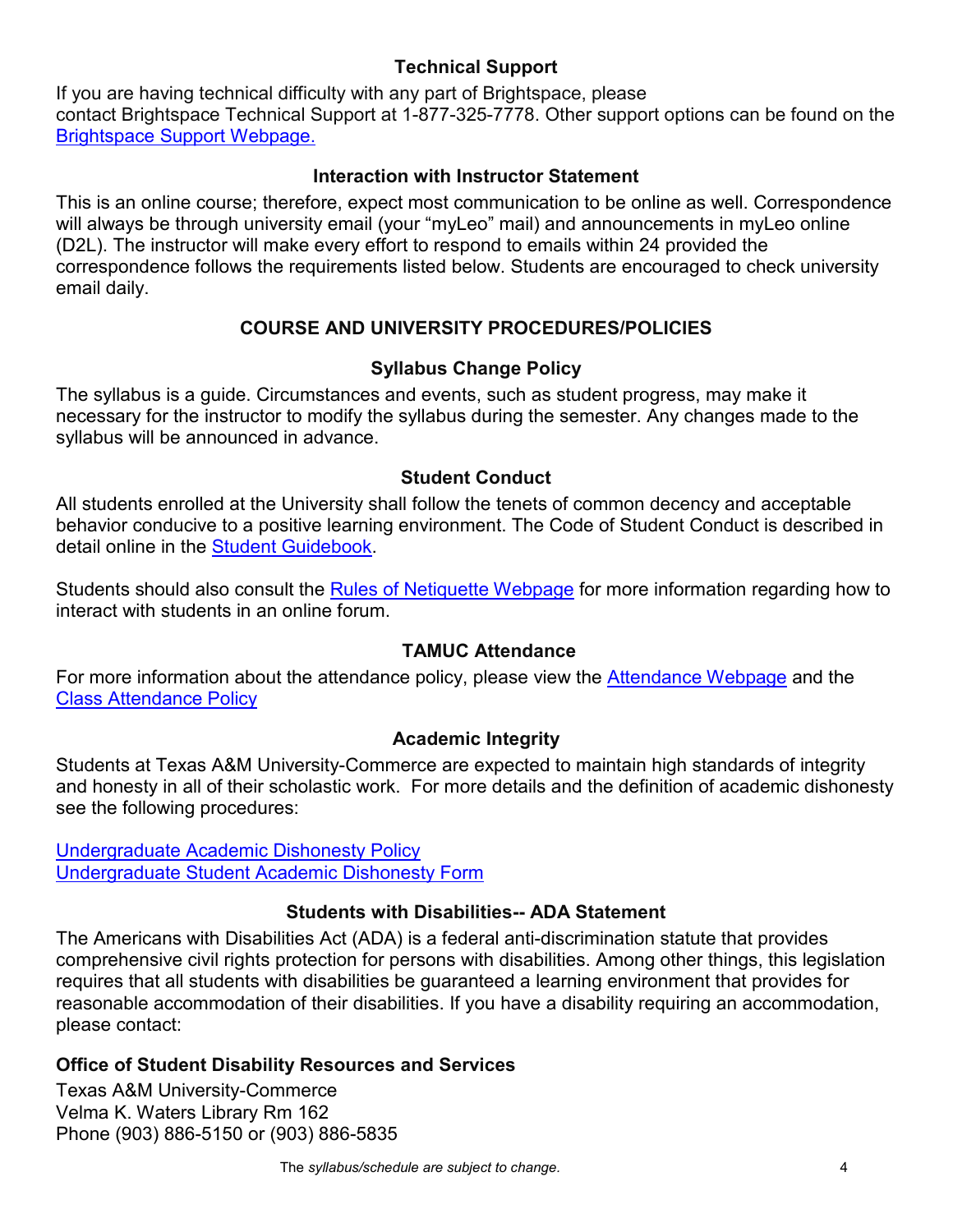### Technical Support

If you are having technical difficulty with any part of Brightspace, please contact Brightspace Technical Support at 1-877-325-7778. Other support options can be found on the Brightspace Support Webpage.

### Interaction with Instructor Statement

This is an online course; therefore, expect most communication to be online as well. Correspondence will always be through university email (your "myLeo" mail) and announcements in myLeo online (D2L). The instructor will make every effort to respond to emails within 24 provided the correspondence follows the requirements listed below. Students are encouraged to check university email daily.

## COURSE AND UNIVERSITY PROCEDURES/POLICIES

### Syllabus Change Policy

The syllabus is a guide. Circumstances and events, such as student progress, may make it necessary for the instructor to modify the syllabus during the semester. Any changes made to the syllabus will be announced in advance.

### Student Conduct

All students enrolled at the University shall follow the tenets of common decency and acceptable behavior conducive to a positive learning environment. The Code of Student Conduct is described in detail online in the Student Guidebook.

Students should also consult the Rules of Netiquette Webpage for more information regarding how to interact with students in an online forum.

### TAMUC Attendance

For more information about the attendance policy, please view the Attendance Webpage and the Class Attendance Policy

### Academic Integrity

Students at Texas A&M University-Commerce are expected to maintain high standards of integrity and honesty in all of their scholastic work. For more details and the definition of academic dishonesty see the following procedures:

Undergraduate Academic Dishonesty Policy
Undergraduate Student Academic Dishonesty Form

### Students with Disabilities-- ADA Statement

The Americans with Disabilities Act (ADA) is a federal anti-discrimination statute that provides comprehensive civil rights protection for persons with disabilities. Among other things, this legislation requires that all students with disabilities be guaranteed a learning environment that provides for reasonable accommodation of their disabilities. If you have a disability requiring an accommodation, please contact:

**Office of Student Disability Resources and Services**

Texas A&M University-Commerce
Velma K. Waters Library Rm 162
Phone (903) 886-5150 or (903) 886-5835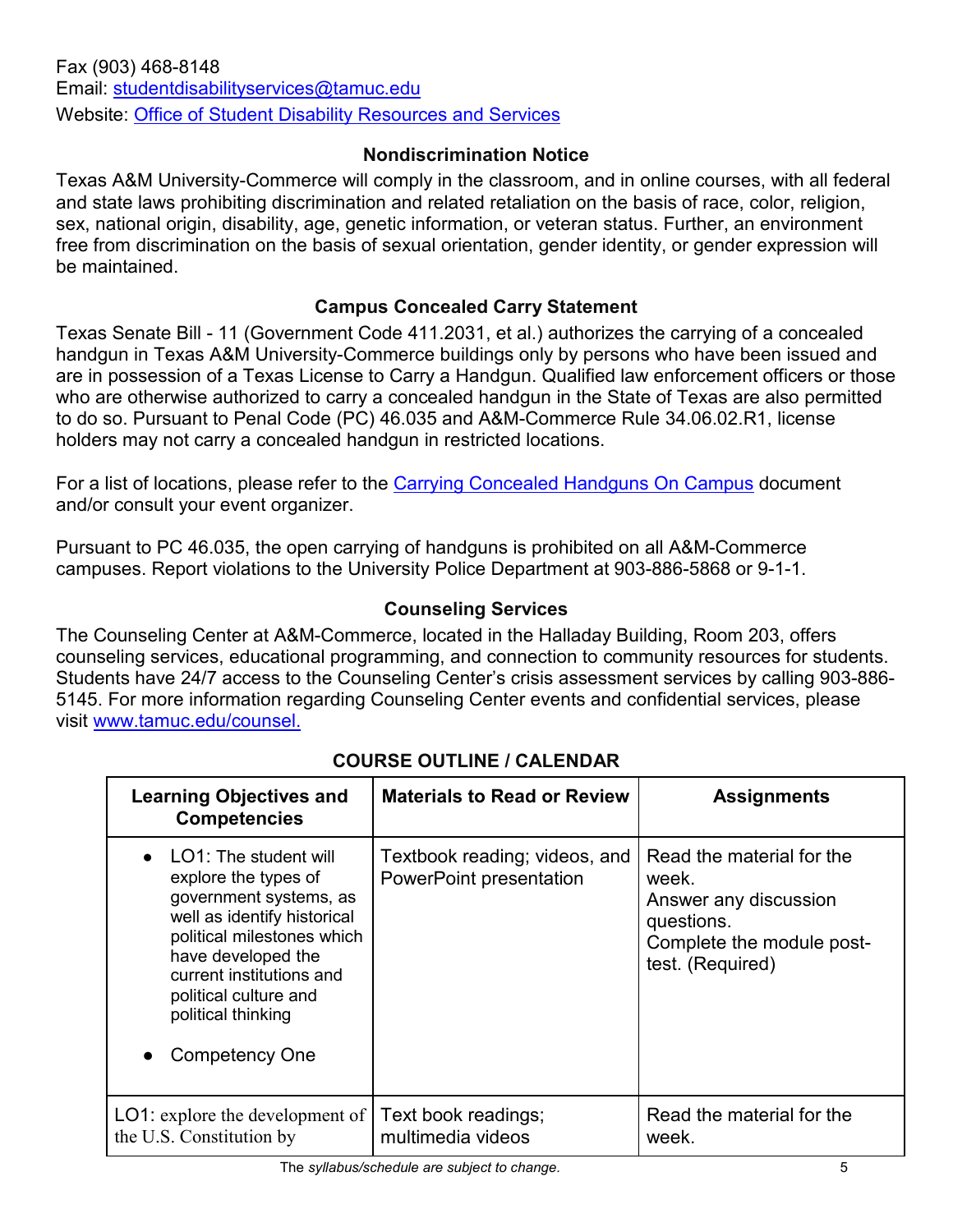Fax (903) 468-8148
Email: [studentdisabilityservices@tamuc.edu](mailto:studentdisabilityservices@tamuc.edu)
Website: [Office of Student Disability Resources and Services]()

### Nondiscrimination Notice

Texas A&M University-Commerce will comply in the classroom, and in online courses, with all federal and state laws prohibiting discrimination and related retaliation on the basis of race, color, religion, sex, national origin, disability, age, genetic information, or veteran status. Further, an environment free from discrimination on the basis of sexual orientation, gender identity, or gender expression will be maintained.

### Campus Concealed Carry Statement

Texas Senate Bill - 11 (Government Code 411.2031, et al.) authorizes the carrying of a concealed handgun in Texas A&M University-Commerce buildings only by persons who have been issued and are in possession of a Texas License to Carry a Handgun. Qualified law enforcement officers or those who are otherwise authorized to carry a concealed handgun in the State of Texas are also permitted to do so. Pursuant to Penal Code (PC) 46.035 and A&M-Commerce Rule 34.06.02.R1, license holders may not carry a concealed handgun in restricted locations.

For a list of locations, please refer to the [Carrying Concealed Handguns On Campus]() document and/or consult your event organizer.

Pursuant to PC 46.035, the open carrying of handguns is prohibited on all A&M-Commerce campuses. Report violations to the University Police Department at 903-886-5868 or 9-1-1.

### Counseling Services

The Counseling Center at A&M-Commerce, located in the Halladay Building, Room 203, offers counseling services, educational programming, and connection to community resources for students. Students have 24/7 access to the Counseling Center's crisis assessment services by calling 903-886-5145. For more information regarding Counseling Center events and confidential services, please visit [www.tamuc.edu/counsel.](http://www.tamuc.edu/counsel)

## COURSE OUTLINE / CALENDAR

| Learning Objectives and Competencies | Materials to Read or Review | Assignments |
| --- | --- | --- |
| • LO1: The student will explore the types of government systems, as well as identify historical political milestones which have developed the current institutions and political culture and political thinking<br>• Competency One | Textbook reading; videos, and PowerPoint presentation | Read the material for the week.<br>Answer any discussion questions.<br>Complete the module post-test. (Required) |
| LO1: explore the development of the U.S. Constitution by | Text book readings; multimedia videos | Read the material for the week. |

*The syllabus/schedule are subject to change.*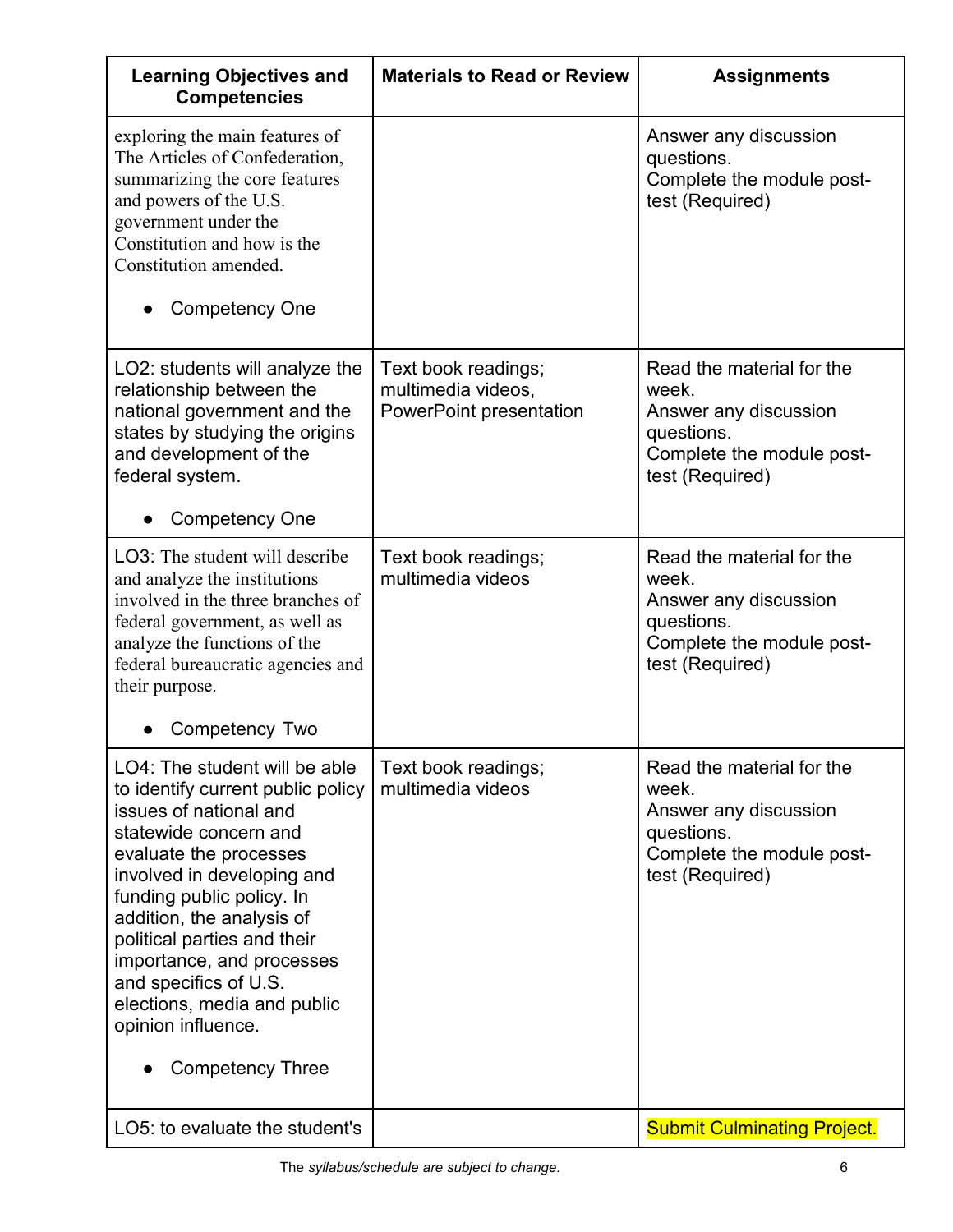| Learning Objectives and Competencies | Materials to Read or Review | Assignments |
|---|---|---|
| exploring the main features of The Articles of Confederation, summarizing the core features and powers of the U.S. government under the Constitution and how is the Constitution amended.<br><br>• Competency One | | Answer any discussion questions.<br>Complete the module post-test (Required) |
| LO2: students will analyze the relationship between the national government and the states by studying the origins and development of the federal system.<br><br>• Competency One | Text book readings; multimedia videos, PowerPoint presentation | Read the material for the week.<br>Answer any discussion questions.<br>Complete the module post-test (Required) |
| LO3: The student will describe and analyze the institutions involved in the three branches of federal government, as well as analyze the functions of the federal bureaucratic agencies and their purpose.<br><br>• Competency Two | Text book readings; multimedia videos | Read the material for the week.<br>Answer any discussion questions.<br>Complete the module post-test (Required) |
| LO4: The student will be able to identify current public policy issues of national and statewide concern and evaluate the processes involved in developing and funding public policy. In addition, the analysis of political parties and their importance, and processes and specifics of U.S. elections, media and public opinion influence.<br><br>• Competency Three | Text book readings; multimedia videos | Read the material for the week.<br>Answer any discussion questions.<br>Complete the module post-test (Required) |
| LO5: to evaluate the student's | | Submit Culminating Project. |

*The syllabus/schedule are subject to change.*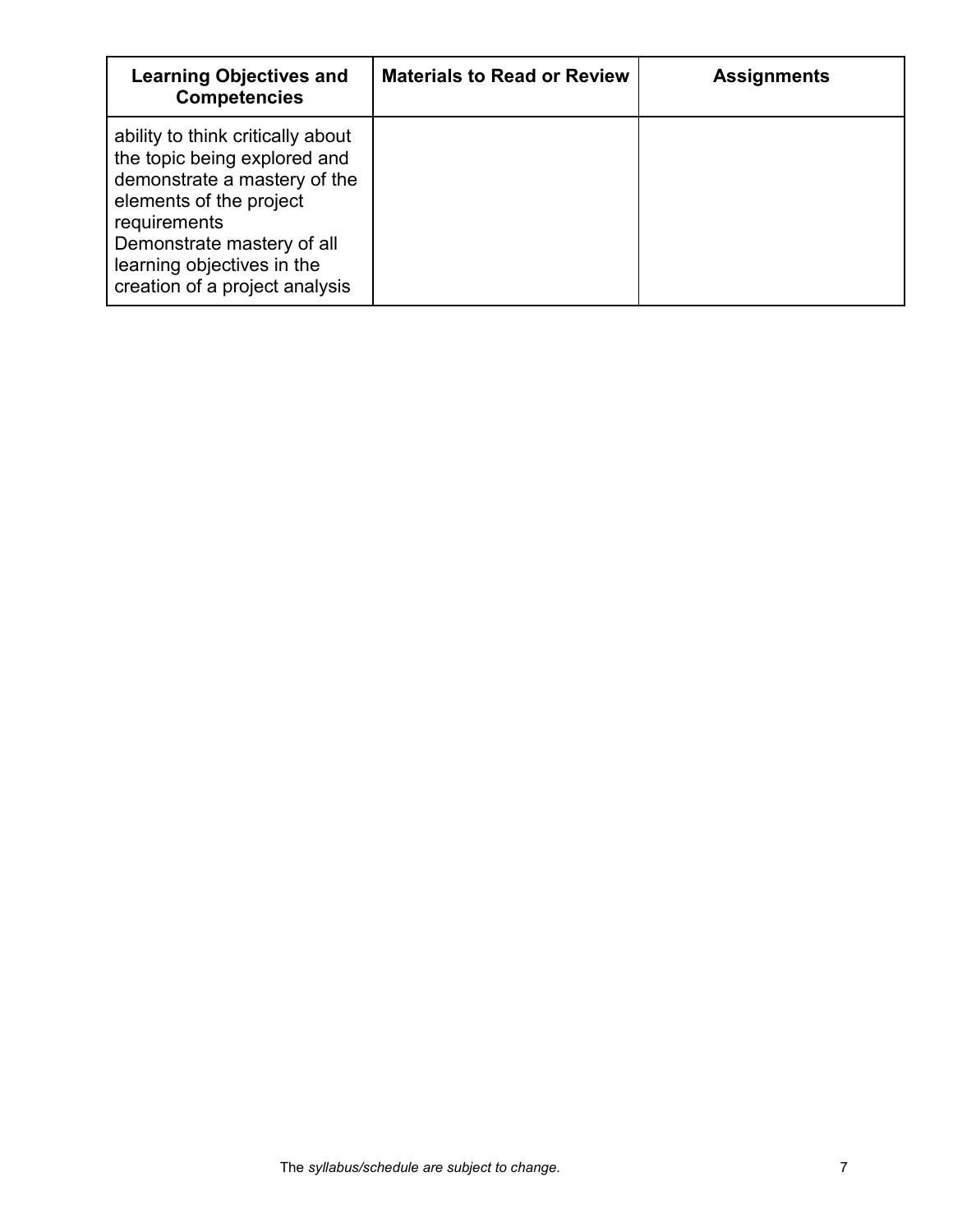| Learning Objectives and Competencies | Materials to Read or Review | Assignments |
|---|---|---|
| ability to think critically about the topic being explored and demonstrate a mastery of the elements of the project requirements<br>Demonstrate mastery of all learning objectives in the creation of a project analysis | | |